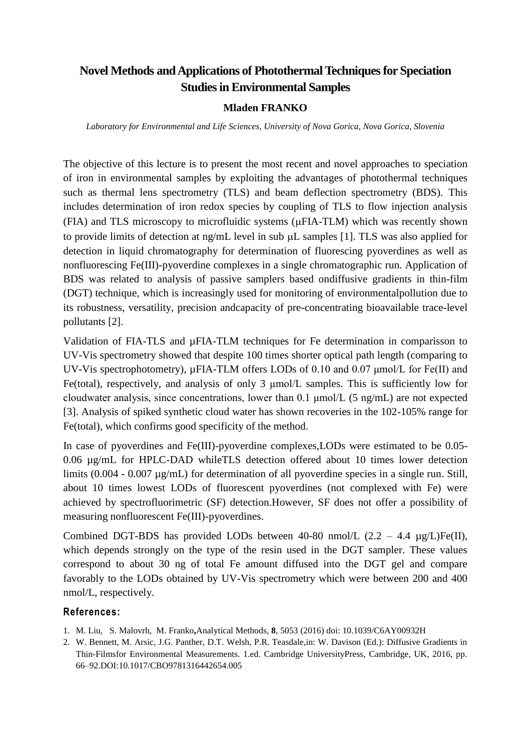# Novel Methods and Applications of Photothermal Techniques for Speciation Studies in Environmental Samples

**Mladen FRANKO**

*Laboratory for Environmental and Life Sciences, University of Nova Gorica, Nova Gorica, Slovenia*

The objective of this lecture is to present the most recent and novel approaches to speciation of iron in environmental samples by exploiting the advantages of photothermal techniques such as thermal lens spectrometry (TLS) and beam deflection spectrometry (BDS). This includes determination of iron redox species by coupling of TLS to flow injection analysis (FIA) and TLS microscopy to microfluidic systems (μFIA-TLM) which was recently shown to provide limits of detection at ng/mL level in sub μL samples [1]. TLS was also applied for detection in liquid chromatography for determination of fluorescing pyoverdines as well as nonfluorescing Fe(III)-pyoverdine complexes in a single chromatographic run. Application of BDS was related to analysis of passive samplers based ondiffusive gradients in thin-film (DGT) technique, which is increasingly used for monitoring of environmentalpollution due to its robustness, versatility, precision andcapacity of pre-concentrating bioavailable trace-level pollutants [2].

Validation of FIA-TLS and μFIA-TLM techniques for Fe determination in comparisson to UV-Vis spectrometry showed that despite 100 times shorter optical path length (comparing to UV-Vis spectrophotometry), μFIA-TLM offers LODs of 0.10 and 0.07 μmol/L for Fe(II) and Fe(total), respectively, and analysis of only 3 μmol/L samples. This is sufficiently low for cloudwater analysis, since concentrations, lower than 0.1 μmol/L (5 ng/mL) are not expected [3]. Analysis of spiked synthetic cloud water has shown recoveries in the 102-105% range for Fe(total), which confirms good specificity of the method.

In case of pyoverdines and Fe(III)-pyoverdine complexes,LODs were estimated to be 0.05-0.06 μg/mL for HPLC-DAD whileTLS detection offered about 10 times lower detection limits (0.004 - 0.007 μg/mL) for determination of all pyoverdine species in a single run. Still, about 10 times lowest LODs of fluorescent pyoverdines (not complexed with Fe) were achieved by spectrofluorimetric (SF) detection.However, SF does not offer a possibility of measuring nonfluorescent Fe(III)-pyoverdines.

Combined DGT-BDS has provided LODs between 40-80 nmol/L (2.2 – 4.4 μg/L)Fe(II), which depends strongly on the type of the resin used in the DGT sampler. These values correspond to about 30 ng of total Fe amount diffused into the DGT gel and compare favorably to the LODs obtained by UV-Vis spectrometry which were between 200 and 400 nmol/L, respectively.

## References:

1. M. Liu, S. Malovrh, M. Franko**,**Analytical Methods, **8**, 5053 (2016) doi: 10.1039/C6AY00932H
2. W. Bennett, M. Arsic, J.G. Panther, D.T. Welsh, P.R. Teasdale,in: W. Davison (Ed.): Diffusive Gradients in Thin-Filmsfor Environmental Measurements. 1.ed. Cambridge UniversityPress, Cambridge, UK, 2016, pp. 66–92.DOI:10.1017/CBO9781316442654.005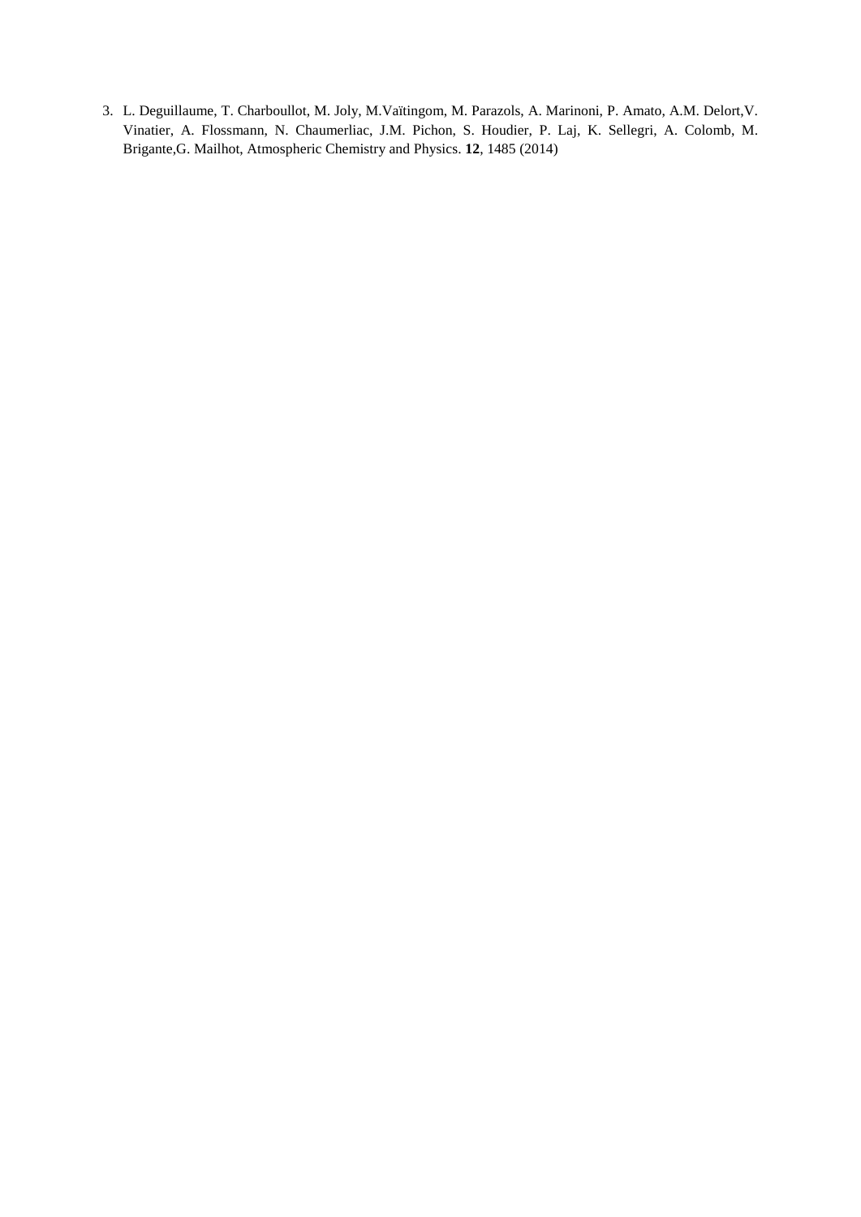3. L. Deguillaume, T. Charbouillot, M. Joly, M.Vaïtingom, M. Parazols, A. Marinoni, P. Amato, A.M. Delort,V. Vinatier, A. Flossmann, N. Chaumerliac, J.M. Pichon, S. Houdier, P. Laj, K. Sellegri, A. Colomb, M. Brigante,G. Mailhot, Atmospheric Chemistry and Physics. **12**, 1485 (2014)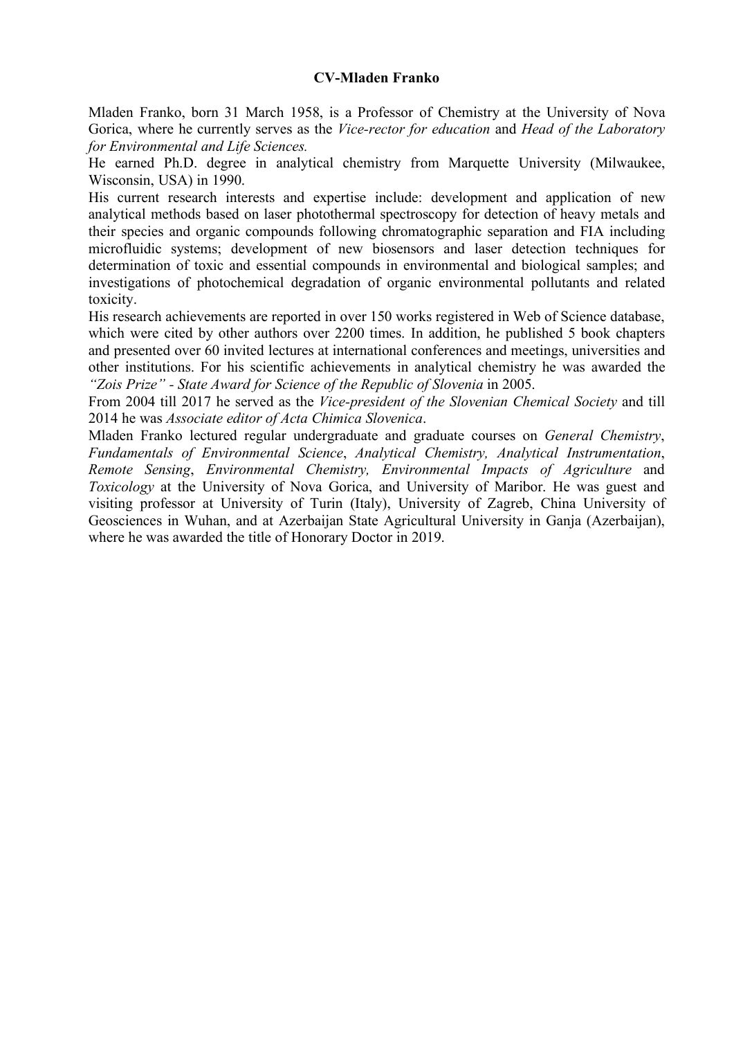**CV-Mladen Franko**

Mladen Franko, born 31 March 1958, is a Professor of Chemistry at the University of Nova Gorica, where he currently serves as the *Vice-rector for education* and *Head of the Laboratory for Environmental and Life Sciences.*

He earned Ph.D. degree in analytical chemistry from Marquette University (Milwaukee, Wisconsin, USA) in 1990.

His current research interests and expertise include: development and application of new analytical methods based on laser photothermal spectroscopy for detection of heavy metals and their species and organic compounds following chromatographic separation and FIA including microfluidic systems; development of new biosensors and laser detection techniques for determination of toxic and essential compounds in environmental and biological samples; and investigations of photochemical degradation of organic environmental pollutants and related toxicity.

His research achievements are reported in over 150 works registered in Web of Science database, which were cited by other authors over 2200 times. In addition, he published 5 book chapters and presented over 60 invited lectures at international conferences and meetings, universities and other institutions. For his scientific achievements in analytical chemistry he was awarded the *"Zois Prize" - State Award for Science of the Republic of Slovenia* in 2005.

From 2004 till 2017 he served as the *Vice-president of the Slovenian Chemical Society* and till 2014 he was *Associate editor of Acta Chimica Slovenica*.

Mladen Franko lectured regular undergraduate and graduate courses on *General Chemistry*, *Fundamentals of Environmental Science*, *Analytical Chemistry, Analytical Instrumentation*, *Remote Sensing*, *Environmental Chemistry, Environmental Impacts of Agriculture* and *Toxicology* at the University of Nova Gorica, and University of Maribor. He was guest and visiting professor at University of Turin (Italy), University of Zagreb, China University of Geosciences in Wuhan, and at Azerbaijan State Agricultural University in Ganja (Azerbaijan), where he was awarded the title of Honorary Doctor in 2019.